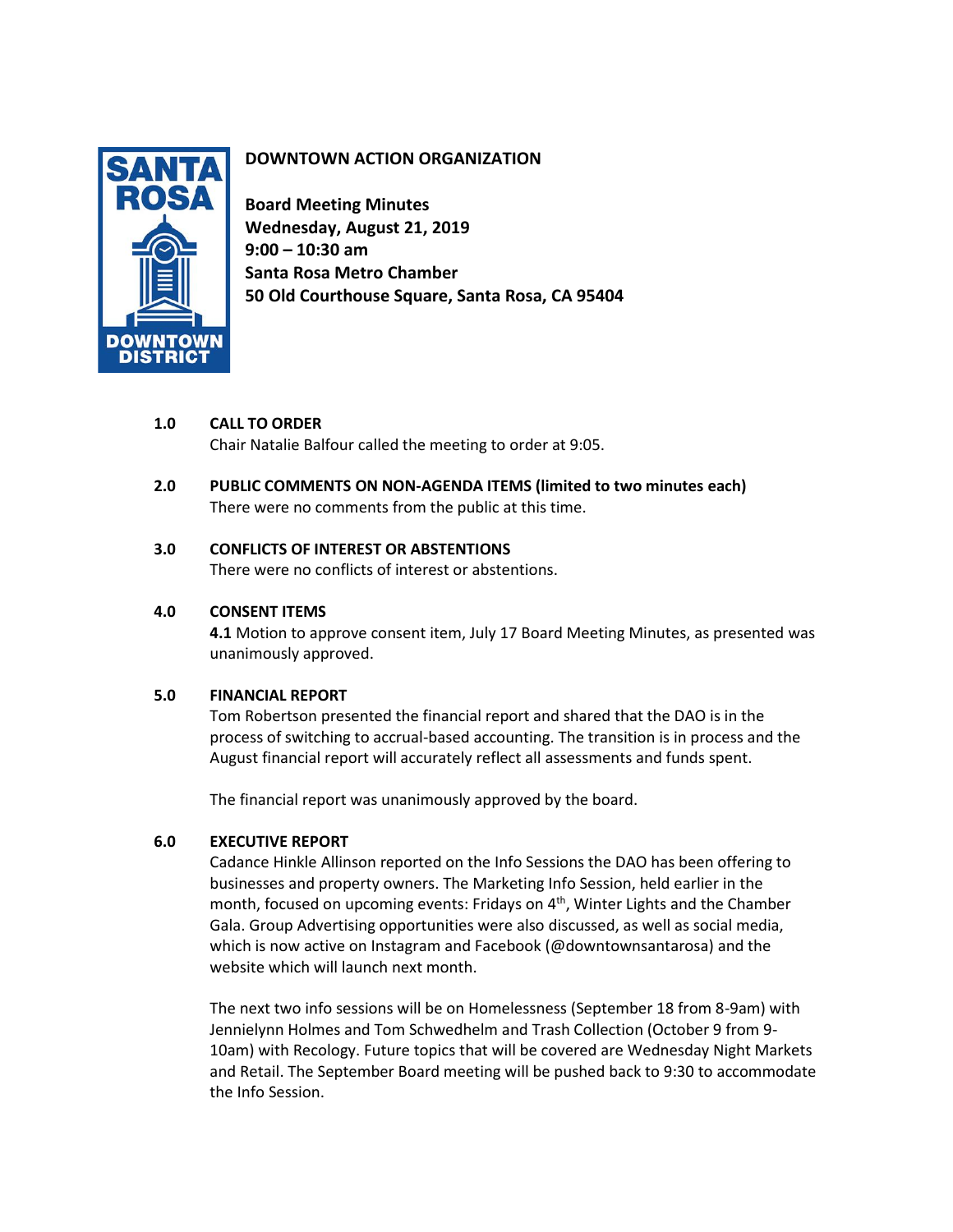# DOWNTOWN ACTION ORGANIZATION

**Board Meeting Minutes**
**Wednesday, August 21, 2019**
**9:00 – 10:30 am**
**Santa Rosa Metro Chamber**
**50 Old Courthouse Square, Santa Rosa, CA 95404**

## 1.0 CALL TO ORDER

Chair Natalie Balfour called the meeting to order at 9:05.

## 2.0 PUBLIC COMMENTS ON NON-AGENDA ITEMS (limited to two minutes each)

There were no comments from the public at this time.

## 3.0 CONFLICTS OF INTEREST OR ABSTENTIONS

There were no conflicts of interest or abstentions.

## 4.0 CONSENT ITEMS

**4.1** Motion to approve consent item, July 17 Board Meeting Minutes, as presented was unanimously approved.

## 5.0 FINANCIAL REPORT

Tom Robertson presented the financial report and shared that the DAO is in the process of switching to accrual-based accounting. The transition is in process and the August financial report will accurately reflect all assessments and funds spent.

The financial report was unanimously approved by the board.

## 6.0 EXECUTIVE REPORT

Cadance Hinkle Allinson reported on the Info Sessions the DAO has been offering to businesses and property owners. The Marketing Info Session, held earlier in the month, focused on upcoming events: Fridays on 4th, Winter Lights and the Chamber Gala. Group Advertising opportunities were also discussed, as well as social media, which is now active on Instagram and Facebook (@downtownsantarosa) and the website which will launch next month.

The next two info sessions will be on Homelessness (September 18 from 8-9am) with Jennielynn Holmes and Tom Schwedhelm and Trash Collection (October 9 from 9-10am) with Recology. Future topics that will be covered are Wednesday Night Markets and Retail. The September Board meeting will be pushed back to 9:30 to accommodate the Info Session.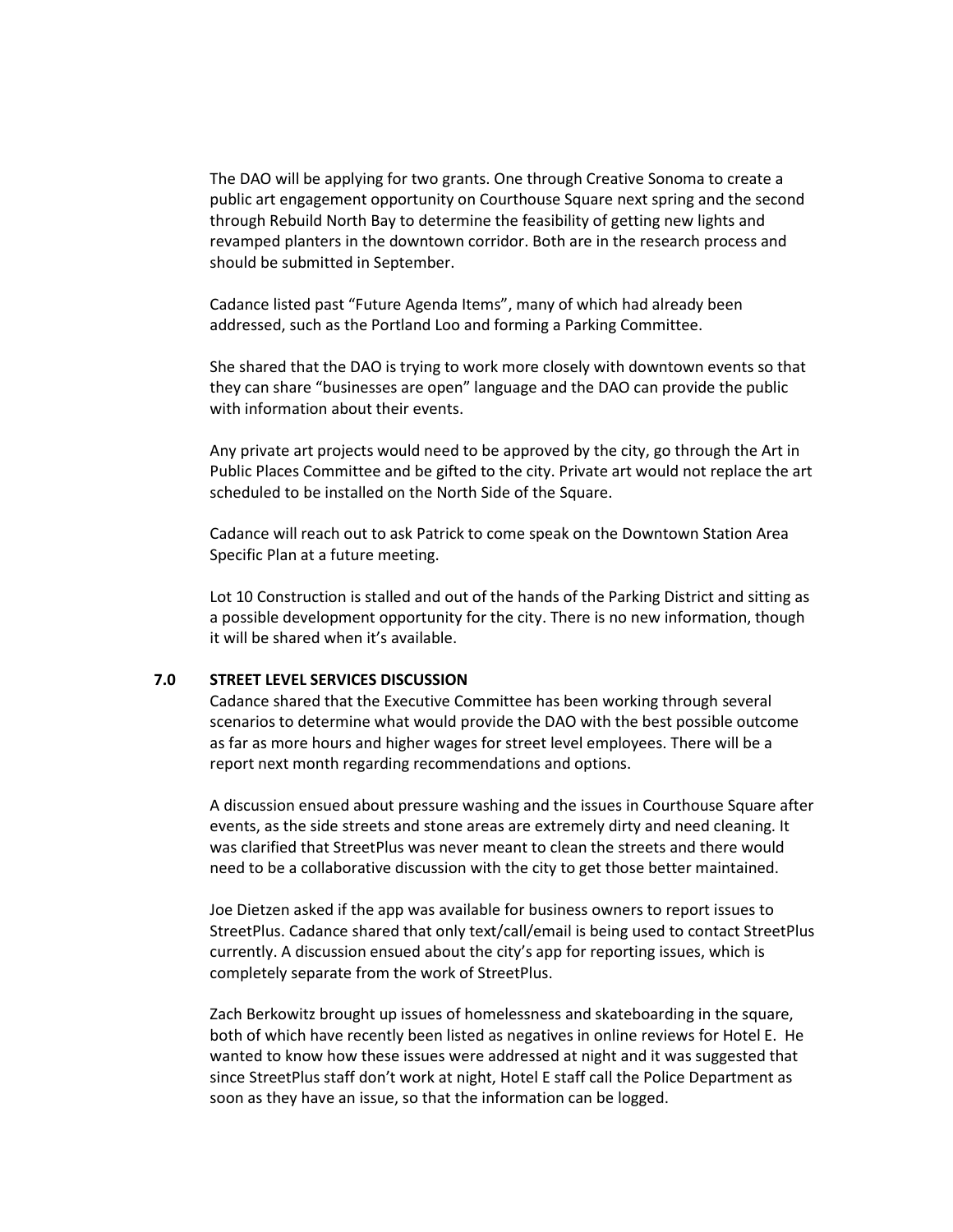The DAO will be applying for two grants. One through Creative Sonoma to create a public art engagement opportunity on Courthouse Square next spring and the second through Rebuild North Bay to determine the feasibility of getting new lights and revamped planters in the downtown corridor. Both are in the research process and should be submitted in September.

Cadance listed past "Future Agenda Items", many of which had already been addressed, such as the Portland Loo and forming a Parking Committee.

She shared that the DAO is trying to work more closely with downtown events so that they can share "businesses are open" language and the DAO can provide the public with information about their events.

Any private art projects would need to be approved by the city, go through the Art in Public Places Committee and be gifted to the city. Private art would not replace the art scheduled to be installed on the North Side of the Square.

Cadance will reach out to ask Patrick to come speak on the Downtown Station Area Specific Plan at a future meeting.

Lot 10 Construction is stalled and out of the hands of the Parking District and sitting as a possible development opportunity for the city. There is no new information, though it will be shared when it's available.

## 7.0 STREET LEVEL SERVICES DISCUSSION

Cadance shared that the Executive Committee has been working through several scenarios to determine what would provide the DAO with the best possible outcome as far as more hours and higher wages for street level employees. There will be a report next month regarding recommendations and options.

A discussion ensued about pressure washing and the issues in Courthouse Square after events, as the side streets and stone areas are extremely dirty and need cleaning. It was clarified that StreetPlus was never meant to clean the streets and there would need to be a collaborative discussion with the city to get those better maintained.

Joe Dietzen asked if the app was available for business owners to report issues to StreetPlus. Cadance shared that only text/call/email is being used to contact StreetPlus currently. A discussion ensued about the city's app for reporting issues, which is completely separate from the work of StreetPlus.

Zach Berkowitz brought up issues of homelessness and skateboarding in the square, both of which have recently been listed as negatives in online reviews for Hotel E. He wanted to know how these issues were addressed at night and it was suggested that since StreetPlus staff don't work at night, Hotel E staff call the Police Department as soon as they have an issue, so that the information can be logged.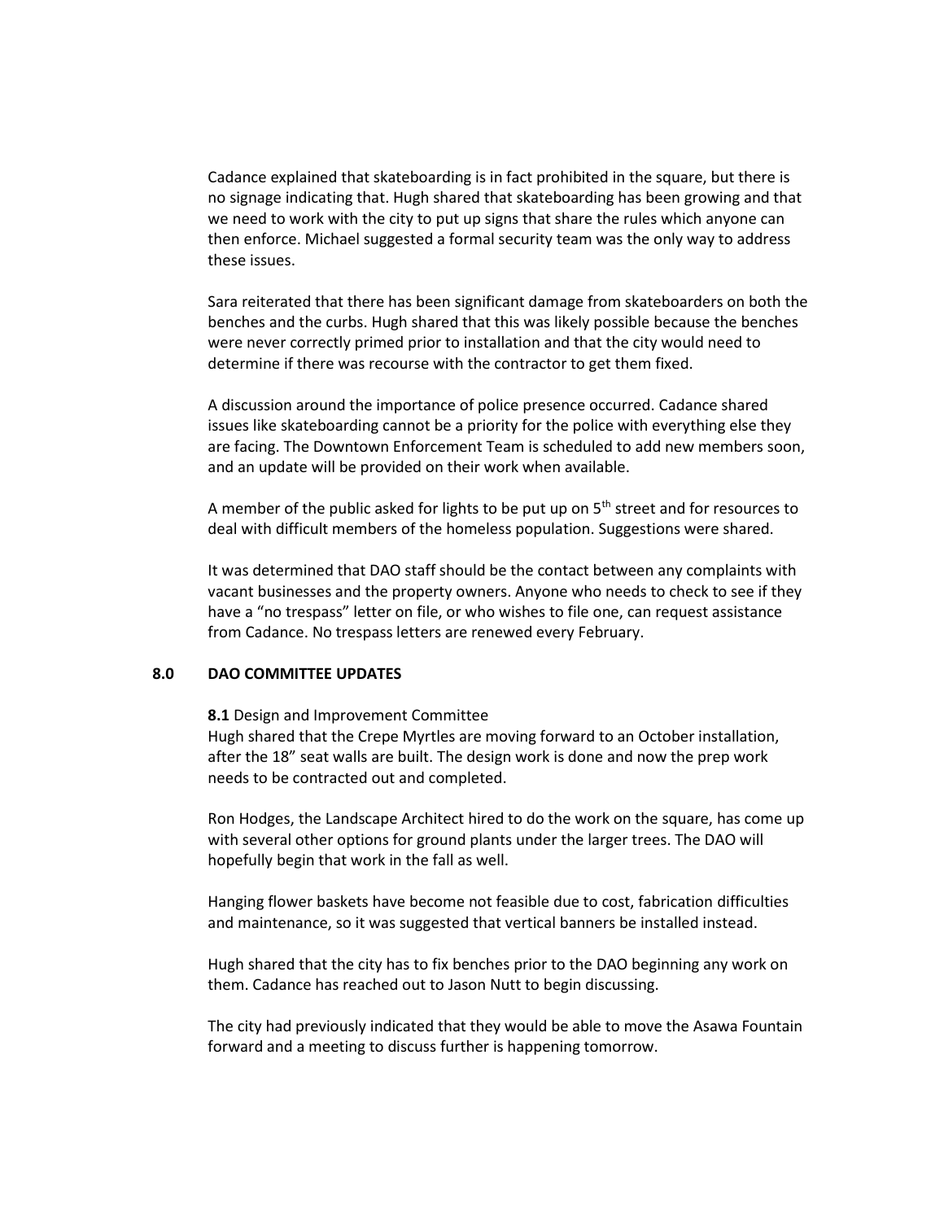Cadance explained that skateboarding is in fact prohibited in the square, but there is no signage indicating that. Hugh shared that skateboarding has been growing and that we need to work with the city to put up signs that share the rules which anyone can then enforce. Michael suggested a formal security team was the only way to address these issues.

Sara reiterated that there has been significant damage from skateboarders on both the benches and the curbs. Hugh shared that this was likely possible because the benches were never correctly primed prior to installation and that the city would need to determine if there was recourse with the contractor to get them fixed.

A discussion around the importance of police presence occurred. Cadance shared issues like skateboarding cannot be a priority for the police with everything else they are facing. The Downtown Enforcement Team is scheduled to add new members soon, and an update will be provided on their work when available.

A member of the public asked for lights to be put up on 5th street and for resources to deal with difficult members of the homeless population. Suggestions were shared.

It was determined that DAO staff should be the contact between any complaints with vacant businesses and the property owners. Anyone who needs to check to see if they have a "no trespass" letter on file, or who wishes to file one, can request assistance from Cadance. No trespass letters are renewed every February.

## 8.0 DAO COMMITTEE UPDATES

**8.1** Design and Improvement Committee

Hugh shared that the Crepe Myrtles are moving forward to an October installation, after the 18" seat walls are built. The design work is done and now the prep work needs to be contracted out and completed.

Ron Hodges, the Landscape Architect hired to do the work on the square, has come up with several other options for ground plants under the larger trees. The DAO will hopefully begin that work in the fall as well.

Hanging flower baskets have become not feasible due to cost, fabrication difficulties and maintenance, so it was suggested that vertical banners be installed instead.

Hugh shared that the city has to fix benches prior to the DAO beginning any work on them. Cadance has reached out to Jason Nutt to begin discussing.

The city had previously indicated that they would be able to move the Asawa Fountain forward and a meeting to discuss further is happening tomorrow.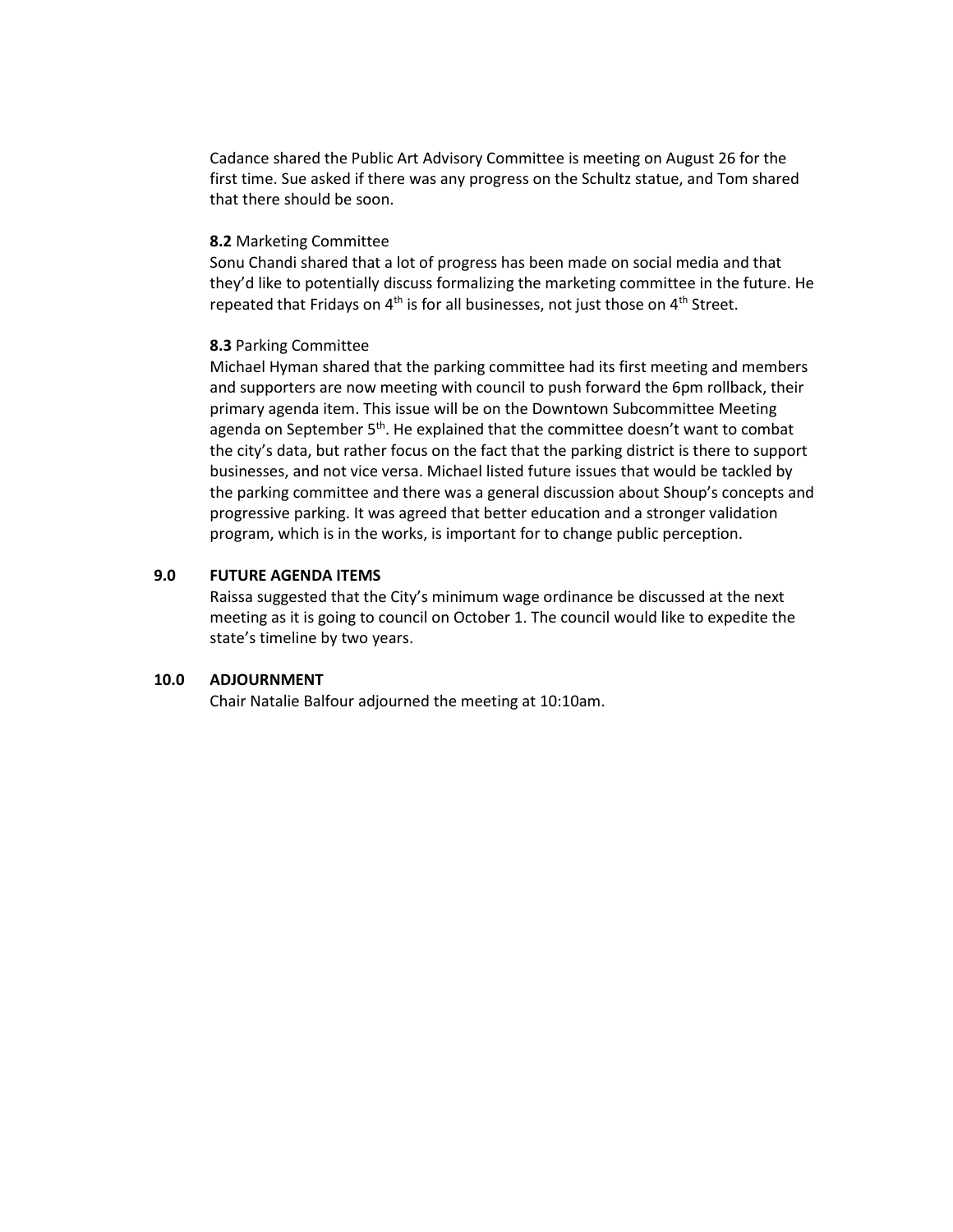Cadance shared the Public Art Advisory Committee is meeting on August 26 for the first time. Sue asked if there was any progress on the Schultz statue, and Tom shared that there should be soon.

**8.2** Marketing Committee
Sonu Chandi shared that a lot of progress has been made on social media and that they'd like to potentially discuss formalizing the marketing committee in the future. He repeated that Fridays on 4th is for all businesses, not just those on 4th Street.

**8.3** Parking Committee
Michael Hyman shared that the parking committee had its first meeting and members and supporters are now meeting with council to push forward the 6pm rollback, their primary agenda item. This issue will be on the Downtown Subcommittee Meeting agenda on September 5th. He explained that the committee doesn't want to combat the city's data, but rather focus on the fact that the parking district is there to support businesses, and not vice versa. Michael listed future issues that would be tackled by the parking committee and there was a general discussion about Shoup's concepts and progressive parking. It was agreed that better education and a stronger validation program, which is in the works, is important for to change public perception.

## 9.0 FUTURE AGENDA ITEMS

Raissa suggested that the City's minimum wage ordinance be discussed at the next meeting as it is going to council on October 1. The council would like to expedite the state's timeline by two years.

## 10.0 ADJOURNMENT

Chair Natalie Balfour adjourned the meeting at 10:10am.